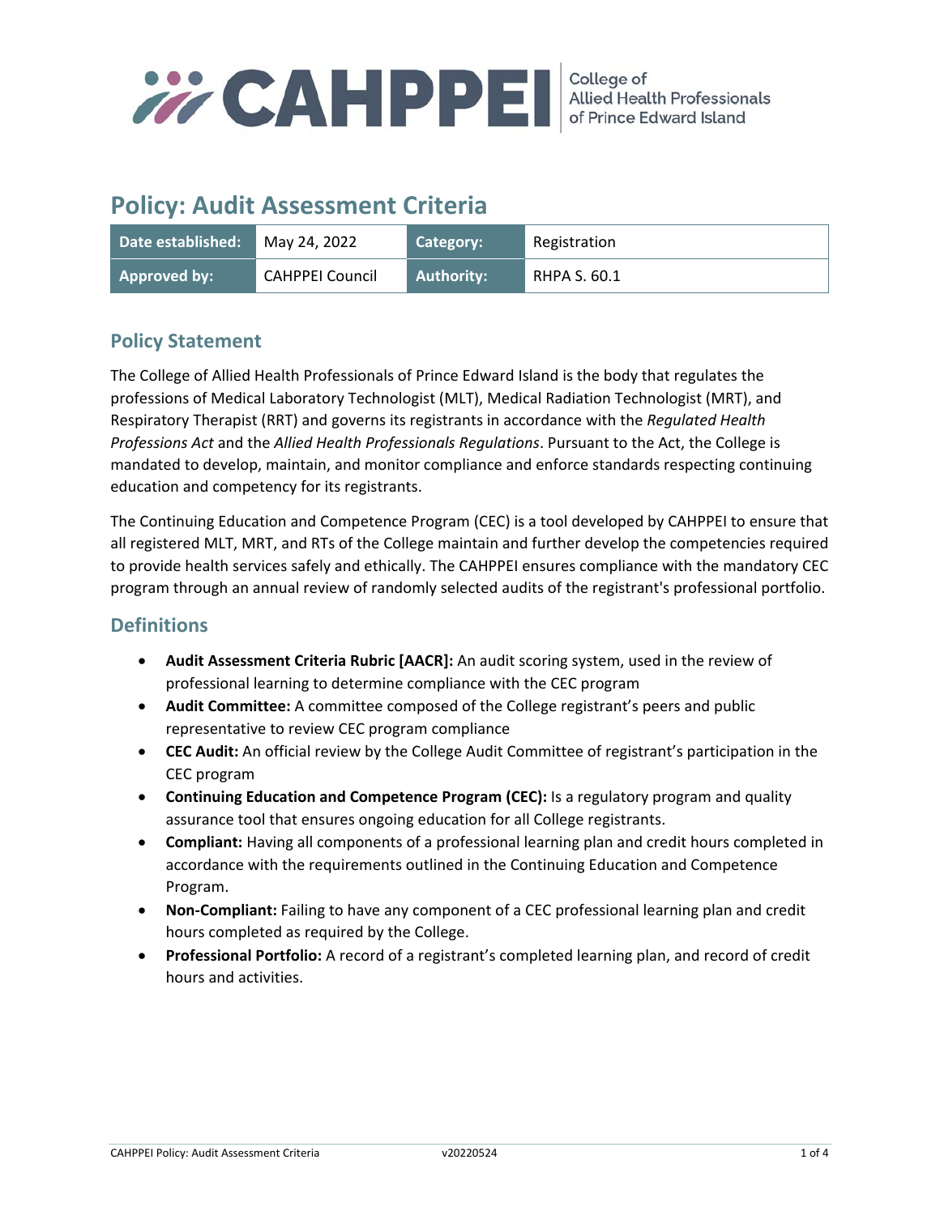CAHPPEI College of Allied Health Professionals of Prince Edward Island

# Policy: Audit Assessment Criteria

| Date established: | May 24, 2022 | Category: | Registration |
|---|---|---|---|
| Approved by: | CAHPPEI Council | Authority: | RHPA S. 60.1 |

## Policy Statement

The College of Allied Health Professionals of Prince Edward Island is the body that regulates the professions of Medical Laboratory Technologist (MLT), Medical Radiation Technologist (MRT), and Respiratory Therapist (RRT) and governs its registrants in accordance with the *Regulated Health Professions Act* and the *Allied Health Professionals Regulations*. Pursuant to the Act, the College is mandated to develop, maintain, and monitor compliance and enforce standards respecting continuing education and competency for its registrants.

The Continuing Education and Competence Program (CEC) is a tool developed by CAHPPEI to ensure that all registered MLT, MRT, and RTs of the College maintain and further develop the competencies required to provide health services safely and ethically. The CAHPPEI ensures compliance with the mandatory CEC program through an annual review of randomly selected audits of the registrant's professional portfolio.

## Definitions

- **Audit Assessment Criteria Rubric [AACR]:** An audit scoring system, used in the review of professional learning to determine compliance with the CEC program
- **Audit Committee:** A committee composed of the College registrant's peers and public representative to review CEC program compliance
- **CEC Audit:** An official review by the College Audit Committee of registrant's participation in the CEC program
- **Continuing Education and Competence Program (CEC):** Is a regulatory program and quality assurance tool that ensures ongoing education for all College registrants.
- **Compliant:** Having all components of a professional learning plan and credit hours completed in accordance with the requirements outlined in the Continuing Education and Competence Program.
- **Non-Compliant:** Failing to have any component of a CEC professional learning plan and credit hours completed as required by the College.
- **Professional Portfolio:** A record of a registrant's completed learning plan, and record of credit hours and activities.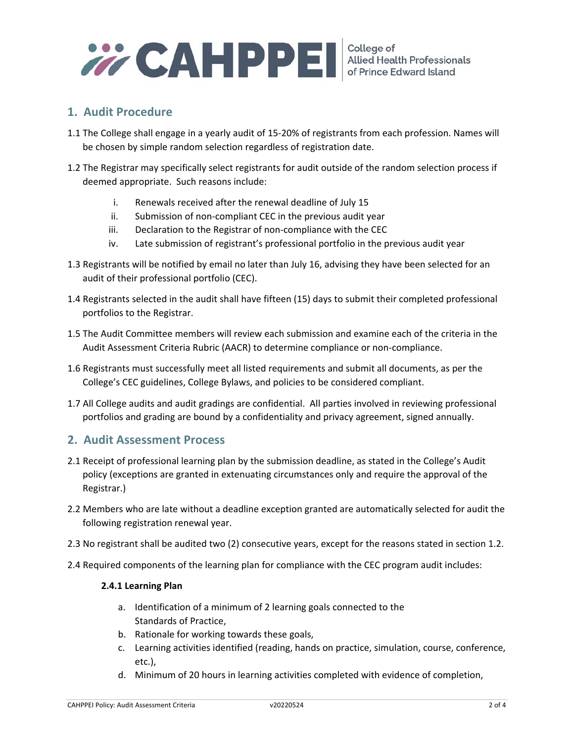## 1. Audit Procedure

1.1 The College shall engage in a yearly audit of 15-20% of registrants from each profession. Names will be chosen by simple random selection regardless of registration date.

1.2 The Registrar may specifically select registrants for audit outside of the random selection process if deemed appropriate. Such reasons include:

i. Renewals received after the renewal deadline of July 15
ii. Submission of non-compliant CEC in the previous audit year
iii. Declaration to the Registrar of non-compliance with the CEC
iv. Late submission of registrant's professional portfolio in the previous audit year

1.3 Registrants will be notified by email no later than July 16, advising they have been selected for an audit of their professional portfolio (CEC).

1.4 Registrants selected in the audit shall have fifteen (15) days to submit their completed professional portfolios to the Registrar.

1.5 The Audit Committee members will review each submission and examine each of the criteria in the Audit Assessment Criteria Rubric (AACR) to determine compliance or non-compliance.

1.6 Registrants must successfully meet all listed requirements and submit all documents, as per the College's CEC guidelines, College Bylaws, and policies to be considered compliant.

1.7 All College audits and audit gradings are confidential. All parties involved in reviewing professional portfolios and grading are bound by a confidentiality and privacy agreement, signed annually.

## 2. Audit Assessment Process

2.1 Receipt of professional learning plan by the submission deadline, as stated in the College's Audit policy (exceptions are granted in extenuating circumstances only and require the approval of the Registrar.)

2.2 Members who are late without a deadline exception granted are automatically selected for audit the following registration renewal year.

2.3 No registrant shall be audited two (2) consecutive years, except for the reasons stated in section 1.2.

2.4 Required components of the learning plan for compliance with the CEC program audit includes:

**2.4.1 Learning Plan**

a. Identification of a minimum of 2 learning goals connected to the Standards of Practice,
b. Rationale for working towards these goals,
c. Learning activities identified (reading, hands on practice, simulation, course, conference, etc.),
d. Minimum of 20 hours in learning activities completed with evidence of completion,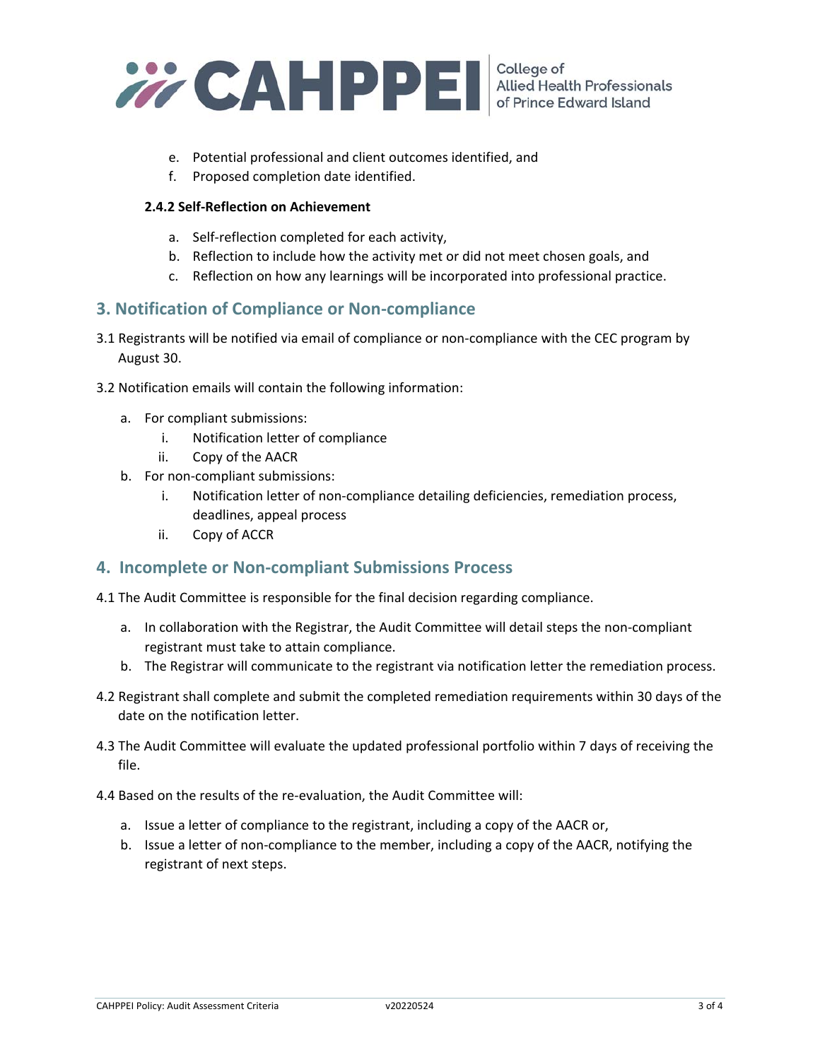e. Potential professional and client outcomes identified, and
f. Proposed completion date identified.

**2.4.2 Self-Reflection on Achievement**

a. Self-reflection completed for each activity,
b. Reflection to include how the activity met or did not meet chosen goals, and
c. Reflection on how any learnings will be incorporated into professional practice.

## 3. Notification of Compliance or Non-compliance

3.1 Registrants will be notified via email of compliance or non-compliance with the CEC program by August 30.

3.2 Notification emails will contain the following information:

a. For compliant submissions:
   i. Notification letter of compliance
   ii. Copy of the AACR
b. For non-compliant submissions:
   i. Notification letter of non-compliance detailing deficiencies, remediation process, deadlines, appeal process
   ii. Copy of ACCR

## 4. Incomplete or Non-compliant Submissions Process

4.1 The Audit Committee is responsible for the final decision regarding compliance.

a. In collaboration with the Registrar, the Audit Committee will detail steps the non-compliant registrant must take to attain compliance.
b. The Registrar will communicate to the registrant via notification letter the remediation process.

4.2 Registrant shall complete and submit the completed remediation requirements within 30 days of the date on the notification letter.

4.3 The Audit Committee will evaluate the updated professional portfolio within 7 days of receiving the file.

4.4 Based on the results of the re-evaluation, the Audit Committee will:

a. Issue a letter of compliance to the registrant, including a copy of the AACR or,
b. Issue a letter of non-compliance to the member, including a copy of the AACR, notifying the registrant of next steps.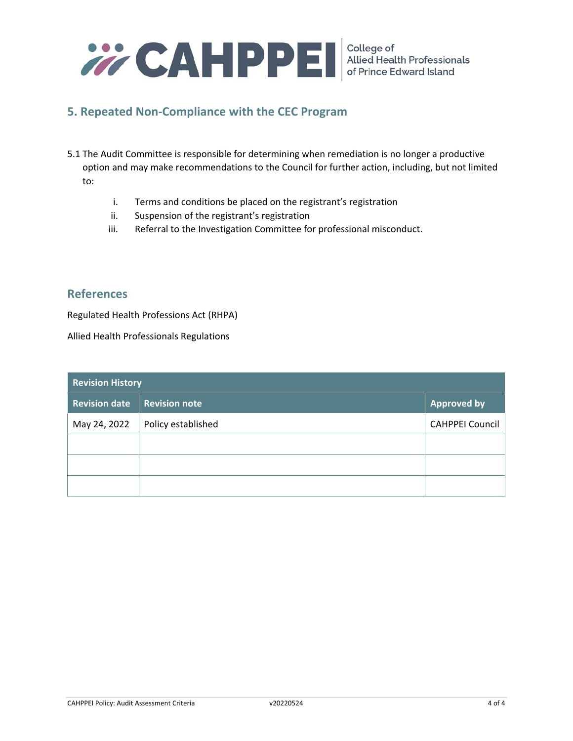## 5. Repeated Non-Compliance with the CEC Program

5.1 The Audit Committee is responsible for determining when remediation is no longer a productive option and may make recommendations to the Council for further action, including, but not limited to:

i. Terms and conditions be placed on the registrant's registration
ii. Suspension of the registrant's registration
iii. Referral to the Investigation Committee for professional misconduct.

## References

Regulated Health Professions Act (RHPA)

Allied Health Professionals Regulations

| Revision History | | |
|---|---|---|
| **Revision date** | **Revision note** | **Approved by** |
| May 24, 2022 | Policy established | CAHPPEI Council |
| | | |
| | | |
| | | |